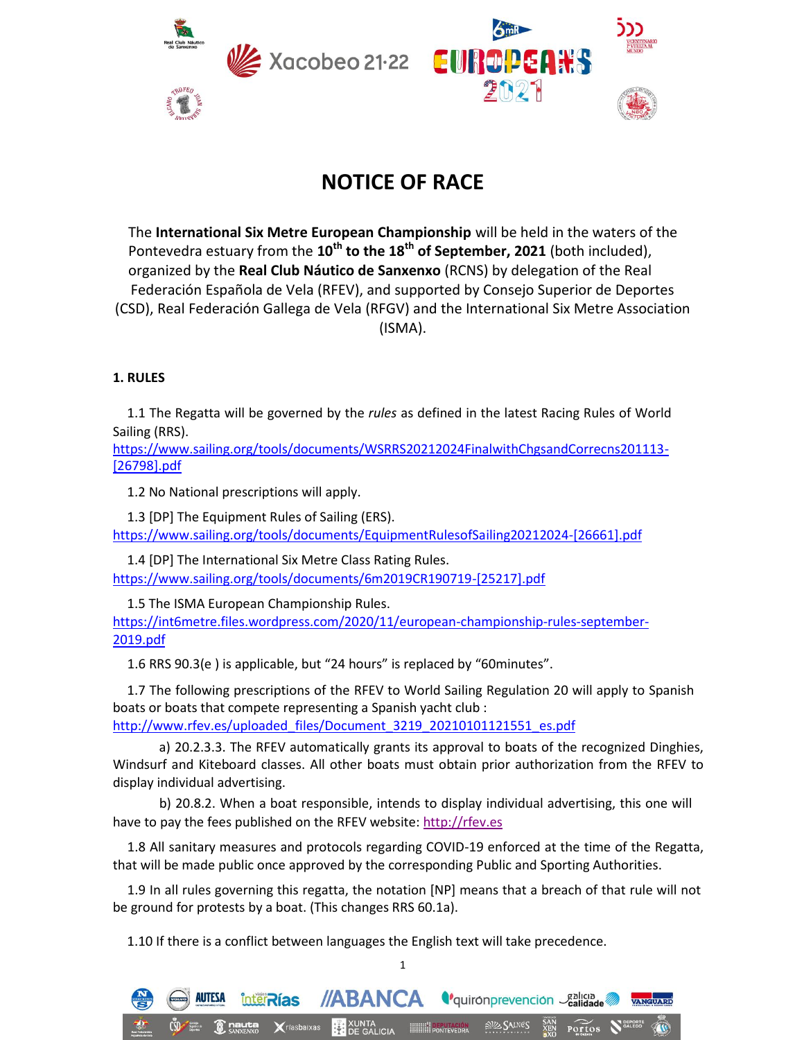# NOTICE OF RACE

The **International Six Metre European Championship** will be held in the waters of the Pontevedra estuary from the **10th to the 18th of September, 2021** (both included), organized by the **Real Club Náutico de Sanxenxo** (RCNS) by delegation of the Real Federación Española de Vela (RFEV), and supported by Consejo Superior de Deportes (CSD), Real Federación Gallega de Vela (RFGV) and the International Six Metre Association (ISMA).

## 1. RULES

1.1 The Regatta will be governed by the *rules* as defined in the latest Racing Rules of World Sailing (RRS).
https://www.sailing.org/tools/documents/WSRRS20212024FinalwithChgsandCorrecns201113-[26798].pdf

1.2 No National prescriptions will apply.

1.3 [DP] The Equipment Rules of Sailing (ERS).
https://www.sailing.org/tools/documents/EquipmentRulesofSailing20212024-[26661].pdf

1.4 [DP] The International Six Metre Class Rating Rules.
https://www.sailing.org/tools/documents/6m2019CR190719-[25217].pdf

1.5 The ISMA European Championship Rules.
https://int6metre.files.wordpress.com/2020/11/european-championship-rules-september-2019.pdf

1.6 RRS 90.3(e ) is applicable, but "24 hours" is replaced by "60minutes".

1.7 The following prescriptions of the RFEV to World Sailing Regulation 20 will apply to Spanish boats or boats that compete representing a Spanish yacht club :
http://www.rfev.es/uploaded_files/Document_3219_20210101121551_es.pdf

a) 20.2.3.3. The RFEV automatically grants its approval to boats of the recognized Dinghies, Windsurf and Kiteboard classes. All other boats must obtain prior authorization from the RFEV to display individual advertising.

b) 20.8.2. When a boat responsible, intends to display individual advertising, this one will have to pay the fees published on the RFEV website: http://rfev.es

1.8 All sanitary measures and protocols regarding COVID-19 enforced at the time of the Regatta, that will be made public once approved by the corresponding Public and Sporting Authorities.

1.9 In all rules governing this regatta, the notation [NP] means that a breach of that rule will not be ground for protests by a boat. (This changes RRS 60.1a).

1.10 If there is a conflict between languages the English text will take precedence.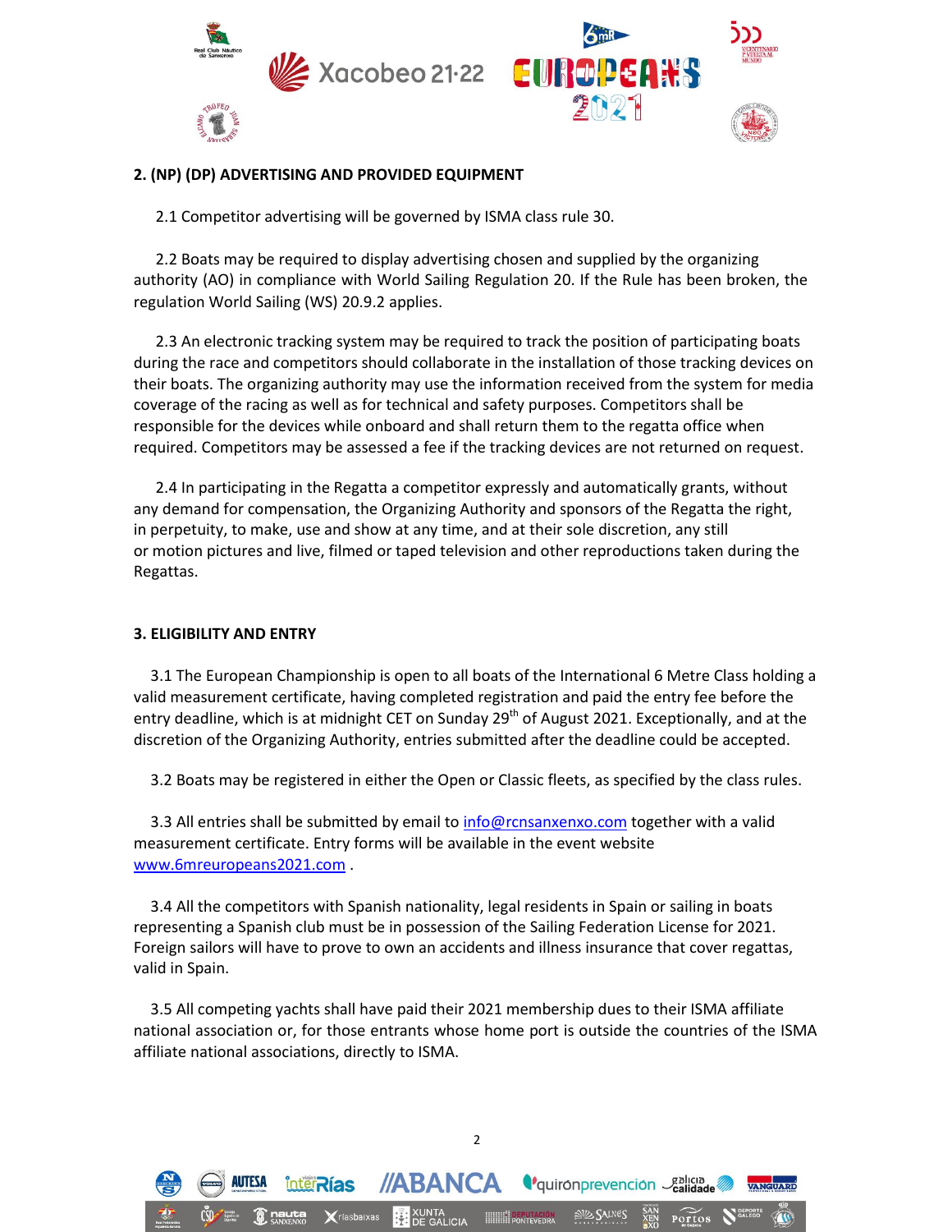## 2. (NP) (DP) ADVERTISING AND PROVIDED EQUIPMENT

2.1 Competitor advertising will be governed by ISMA class rule 30.

2.2 Boats may be required to display advertising chosen and supplied by the organizing authority (AO) in compliance with World Sailing Regulation 20. If the Rule has been broken, the regulation World Sailing (WS) 20.9.2 applies.

2.3 An electronic tracking system may be required to track the position of participating boats during the race and competitors should collaborate in the installation of those tracking devices on their boats. The organizing authority may use the information received from the system for media coverage of the racing as well as for technical and safety purposes. Competitors shall be responsible for the devices while onboard and shall return them to the regatta office when required. Competitors may be assessed a fee if the tracking devices are not returned on request.

2.4 In participating in the Regatta a competitor expressly and automatically grants, without any demand for compensation, the Organizing Authority and sponsors of the Regatta the right, in perpetuity, to make, use and show at any time, and at their sole discretion, any still or motion pictures and live, filmed or taped television and other reproductions taken during the Regattas.

## 3. ELIGIBILITY AND ENTRY

3.1 The European Championship is open to all boats of the International 6 Metre Class holding a valid measurement certificate, having completed registration and paid the entry fee before the entry deadline, which is at midnight CET on Sunday 29th of August 2021. Exceptionally, and at the discretion of the Organizing Authority, entries submitted after the deadline could be accepted.

3.2 Boats may be registered in either the Open or Classic fleets, as specified by the class rules.

3.3 All entries shall be submitted by email to info@rcnsanxenxo.com together with a valid measurement certificate. Entry forms will be available in the event website www.6mreuropeans2021.com .

3.4 All the competitors with Spanish nationality, legal residents in Spain or sailing in boats representing a Spanish club must be in possession of the Sailing Federation License for 2021. Foreign sailors will have to prove to own an accidents and illness insurance that cover regattas, valid in Spain.

3.5 All competing yachts shall have paid their 2021 membership dues to their ISMA affiliate national association or, for those entrants whose home port is outside the countries of the ISMA affiliate national associations, directly to ISMA.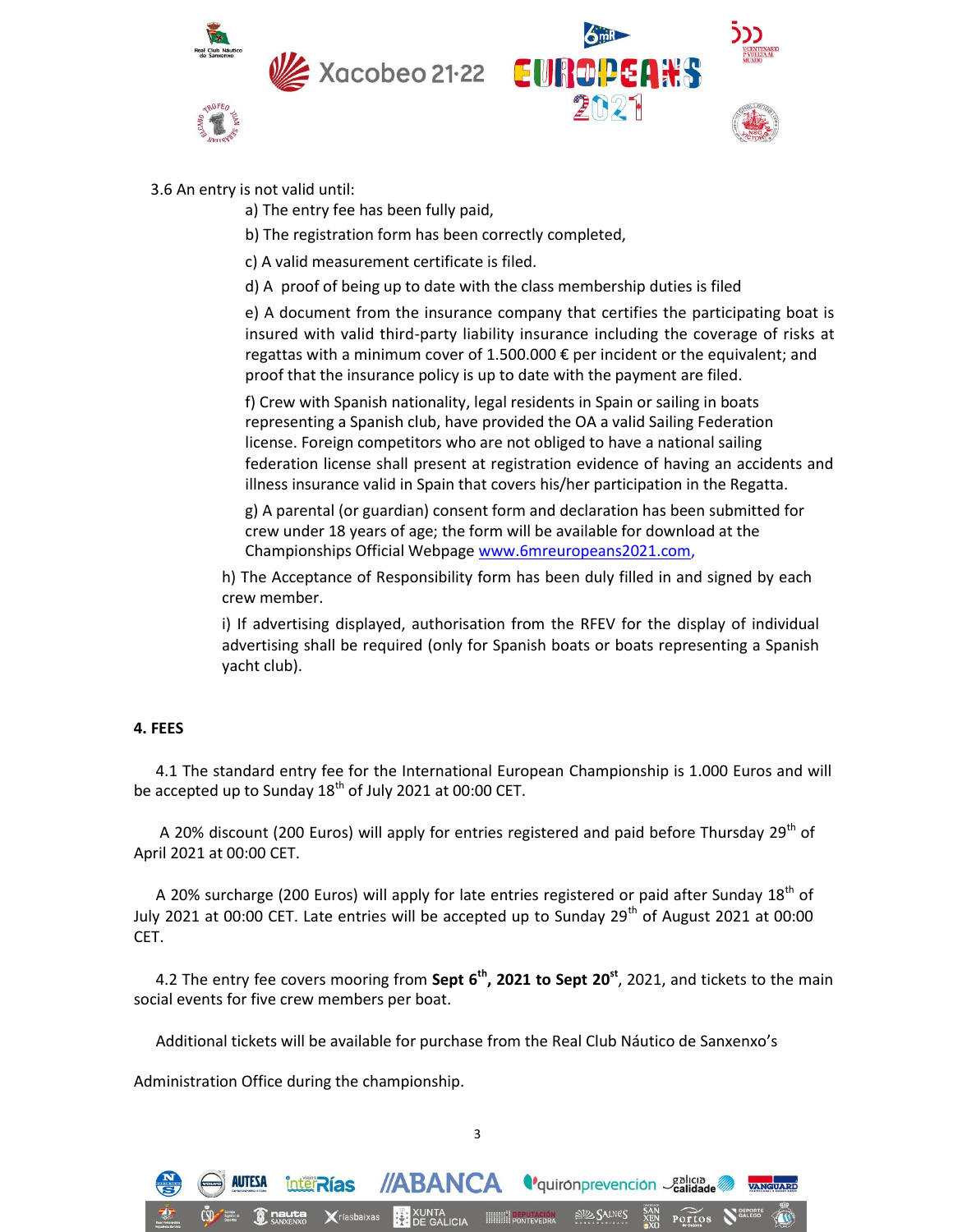3.6 An entry is not valid until:

a) The entry fee has been fully paid,

b) The registration form has been correctly completed,

c) A valid measurement certificate is filed.

d) A proof of being up to date with the class membership duties is filed

e) A document from the insurance company that certifies the participating boat is insured with valid third-party liability insurance including the coverage of risks at regattas with a minimum cover of 1.500.000 € per incident or the equivalent; and proof that the insurance policy is up to date with the payment are filed.

f) Crew with Spanish nationality, legal residents in Spain or sailing in boats representing a Spanish club, have provided the OA a valid Sailing Federation license. Foreign competitors who are not obliged to have a national sailing federation license shall present at registration evidence of having an accidents and illness insurance valid in Spain that covers his/her participation in the Regatta.

g) A parental (or guardian) consent form and declaration has been submitted for crew under 18 years of age; the form will be available for download at the Championships Official Webpage www.6mreuropeans2021.com,

h) The Acceptance of Responsibility form has been duly filled in and signed by each crew member.

i) If advertising displayed, authorisation from the RFEV for the display of individual advertising shall be required (only for Spanish boats or boats representing a Spanish yacht club).

**4. FEES**

4.1 The standard entry fee for the International European Championship is 1.000 Euros and will be accepted up to Sunday 18th of July 2021 at 00:00 CET.

A 20% discount (200 Euros) will apply for entries registered and paid before Thursday 29th of April 2021 at 00:00 CET.

A 20% surcharge (200 Euros) will apply for late entries registered or paid after Sunday 18th of July 2021 at 00:00 CET. Late entries will be accepted up to Sunday 29th of August 2021 at 00:00 CET.

4.2 The entry fee covers mooring from **Sept 6th, 2021 to Sept 20st**, 2021, and tickets to the main social events for five crew members per boat.

Additional tickets will be available for purchase from the Real Club Náutico de Sanxenxo's Administration Office during the championship.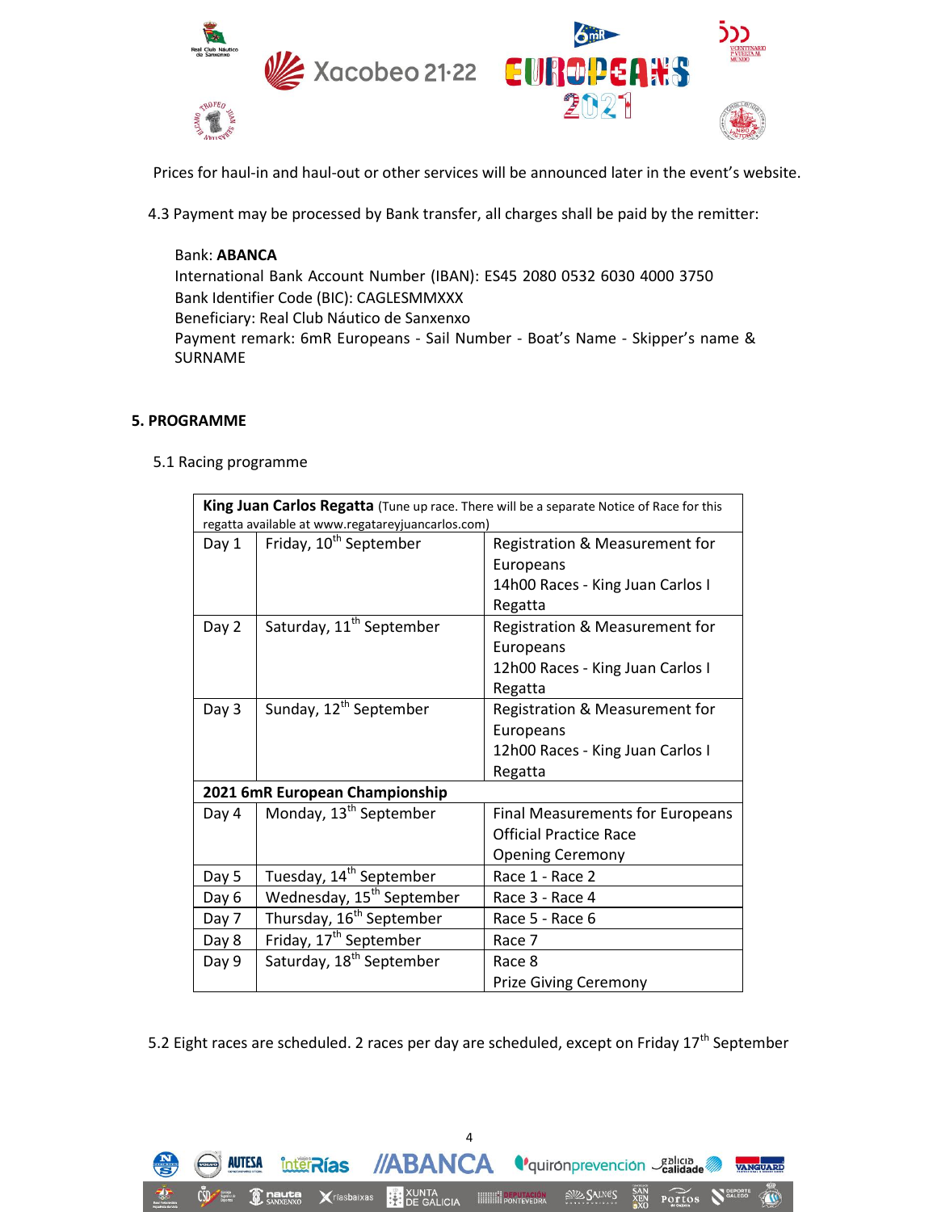Prices for haul-in and haul-out or other services will be announced later in the event's website.

4.3 Payment may be processed by Bank transfer, all charges shall be paid by the remitter:

Bank: **ABANCA**
International Bank Account Number (IBAN): ES45 2080 0532 6030 4000 3750
Bank Identifier Code (BIC): CAGLESMMXXX
Beneficiary: Real Club Náutico de Sanxenxo
Payment remark: 6mR Europeans - Sail Number - Boat's Name - Skipper's name & SURNAME

## 5. PROGRAMME

5.1 Racing programme

| **King Juan Carlos Regatta** (Tune up race. There will be a separate Notice of Race for this regatta available at www.regatareyjuancarlos.com) | | |
|---|---|---|
| Day 1 | Friday, 10th September | Registration & Measurement for Europeans<br>14h00 Races - King Juan Carlos I Regatta |
| Day 2 | Saturday, 11th September | Registration & Measurement for Europeans<br>12h00 Races - King Juan Carlos I Regatta |
| Day 3 | Sunday, 12th September | Registration & Measurement for Europeans<br>12h00 Races - King Juan Carlos I Regatta |
| **2021 6mR European Championship** | | |
| Day 4 | Monday, 13th September | Final Measurements for Europeans<br>Official Practice Race<br>Opening Ceremony |
| Day 5 | Tuesday, 14th September | Race 1 - Race 2 |
| Day 6 | Wednesday, 15th September | Race 3 - Race 4 |
| Day 7 | Thursday, 16th September | Race 5 - Race 6 |
| Day 8 | Friday, 17th September | Race 7 |
| Day 9 | Saturday, 18th September | Race 8<br>Prize Giving Ceremony |

5.2 Eight races are scheduled. 2 races per day are scheduled, except on Friday 17th September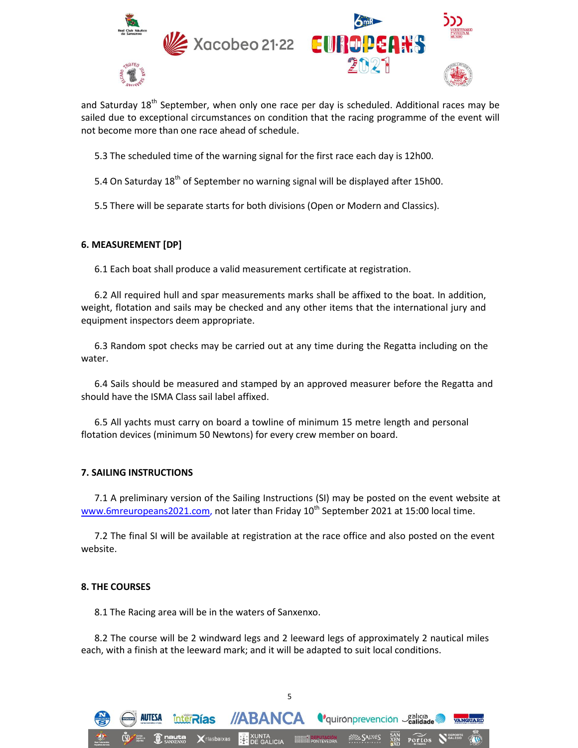and Saturday 18th September, when only one race per day is scheduled. Additional races may be sailed due to exceptional circumstances on condition that the racing programme of the event will not become more than one race ahead of schedule.

5.3 The scheduled time of the warning signal for the first race each day is 12h00.

5.4 On Saturday 18th of September no warning signal will be displayed after 15h00.

5.5 There will be separate starts for both divisions (Open or Modern and Classics).

## 6. MEASUREMENT [DP]

6.1 Each boat shall produce a valid measurement certificate at registration.

6.2 All required hull and spar measurements marks shall be affixed to the boat. In addition, weight, flotation and sails may be checked and any other items that the international jury and equipment inspectors deem appropriate.

6.3 Random spot checks may be carried out at any time during the Regatta including on the water.

6.4 Sails should be measured and stamped by an approved measurer before the Regatta and should have the ISMA Class sail label affixed.

6.5 All yachts must carry on board a towline of minimum 15 metre length and personal flotation devices (minimum 50 Newtons) for every crew member on board.

## 7. SAILING INSTRUCTIONS

7.1 A preliminary version of the Sailing Instructions (SI) may be posted on the event website at www.6mreuropeans2021.com, not later than Friday 10th September 2021 at 15:00 local time.

7.2 The final SI will be available at registration at the race office and also posted on the event website.

## 8. THE COURSES

8.1 The Racing area will be in the waters of Sanxenxo.

8.2 The course will be 2 windward legs and 2 leeward legs of approximately 2 nautical miles each, with a finish at the leeward mark; and it will be adapted to suit local conditions.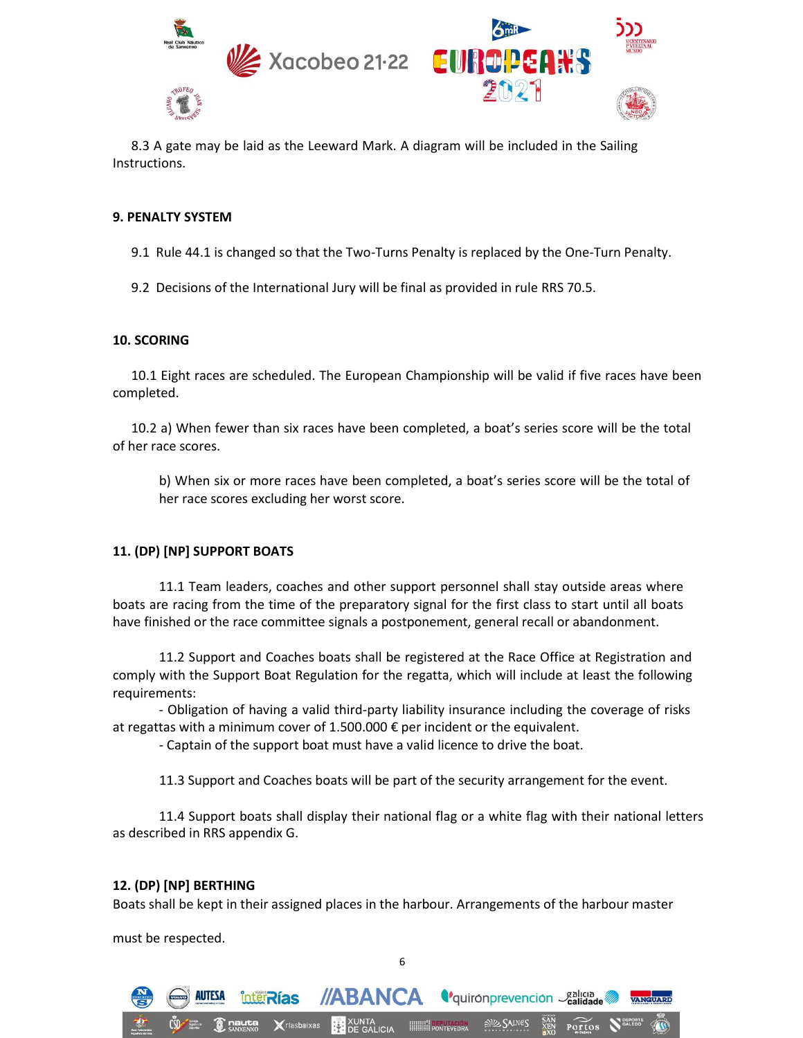8.3 A gate may be laid as the Leeward Mark. A diagram will be included in the Sailing Instructions.

## 9. PENALTY SYSTEM

9.1 Rule 44.1 is changed so that the Two-Turns Penalty is replaced by the One-Turn Penalty.

9.2 Decisions of the International Jury will be final as provided in rule RRS 70.5.

## 10. SCORING

10.1 Eight races are scheduled. The European Championship will be valid if five races have been completed.

10.2 a) When fewer than six races have been completed, a boat's series score will be the total of her race scores.

b) When six or more races have been completed, a boat's series score will be the total of her race scores excluding her worst score.

## 11. (DP) [NP] SUPPORT BOATS

11.1 Team leaders, coaches and other support personnel shall stay outside areas where boats are racing from the time of the preparatory signal for the first class to start until all boats have finished or the race committee signals a postponement, general recall or abandonment.

11.2 Support and Coaches boats shall be registered at the Race Office at Registration and comply with the Support Boat Regulation for the regatta, which will include at least the following requirements:

- Obligation of having a valid third-party liability insurance including the coverage of risks at regattas with a minimum cover of 1.500.000 € per incident or the equivalent.
- Captain of the support boat must have a valid licence to drive the boat.

11.3 Support and Coaches boats will be part of the security arrangement for the event.

11.4 Support boats shall display their national flag or a white flag with their national letters as described in RRS appendix G.

## 12. (DP) [NP] BERTHING

Boats shall be kept in their assigned places in the harbour. Arrangements of the harbour master must be respected.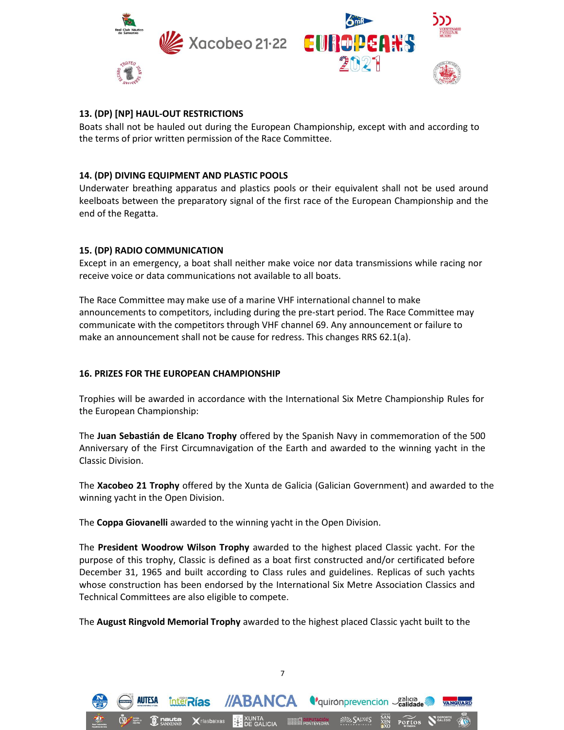**13. (DP) [NP] HAUL-OUT RESTRICTIONS**

Boats shall not be hauled out during the European Championship, except with and according to the terms of prior written permission of the Race Committee.

**14. (DP) DIVING EQUIPMENT AND PLASTIC POOLS**

Underwater breathing apparatus and plastics pools or their equivalent shall not be used around keelboats between the preparatory signal of the first race of the European Championship and the end of the Regatta.

**15. (DP) RADIO COMMUNICATION**

Except in an emergency, a boat shall neither make voice nor data transmissions while racing nor receive voice or data communications not available to all boats.

The Race Committee may make use of a marine VHF international channel to make announcements to competitors, including during the pre-start period. The Race Committee may communicate with the competitors through VHF channel 69. Any announcement or failure to make an announcement shall not be cause for redress. This changes RRS 62.1(a).

**16. PRIZES FOR THE EUROPEAN CHAMPIONSHIP**

Trophies will be awarded in accordance with the International Six Metre Championship Rules for the European Championship:

The **Juan Sebastián de Elcano Trophy** offered by the Spanish Navy in commemoration of the 500 Anniversary of the First Circumnavigation of the Earth and awarded to the winning yacht in the Classic Division.

The **Xacobeo 21 Trophy** offered by the Xunta de Galicia (Galician Government) and awarded to the winning yacht in the Open Division.

The **Coppa Giovanelli** awarded to the winning yacht in the Open Division.

The **President Woodrow Wilson Trophy** awarded to the highest placed Classic yacht. For the purpose of this trophy, Classic is defined as a boat first constructed and/or certificated before December 31, 1965 and built according to Class rules and guidelines. Replicas of such yachts whose construction has been endorsed by the International Six Metre Association Classics and Technical Committees are also eligible to compete.

The **August Ringvold Memorial Trophy** awarded to the highest placed Classic yacht built to the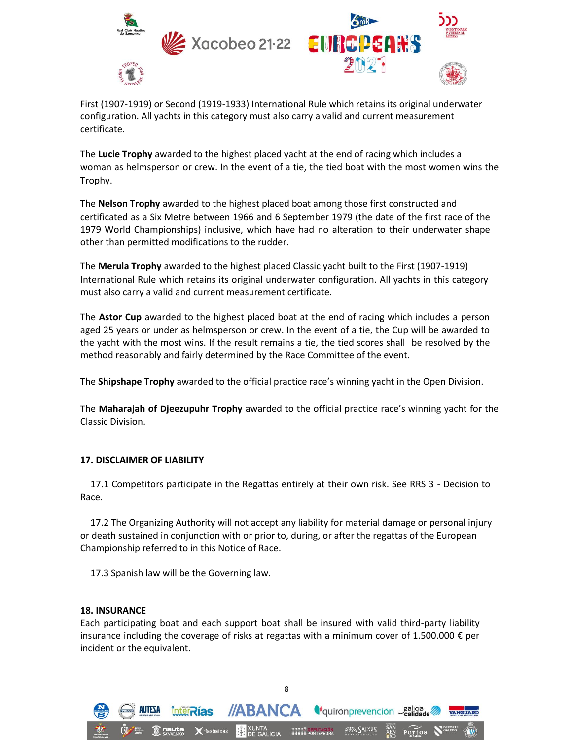First (1907-1919) or Second (1919-1933) International Rule which retains its original underwater configuration. All yachts in this category must also carry a valid and current measurement certificate.

The **Lucie Trophy** awarded to the highest placed yacht at the end of racing which includes a woman as helmsperson or crew. In the event of a tie, the tied boat with the most women wins the Trophy.

The **Nelson Trophy** awarded to the highest placed boat among those first constructed and certificated as a Six Metre between 1966 and 6 September 1979 (the date of the first race of the 1979 World Championships) inclusive, which have had no alteration to their underwater shape other than permitted modifications to the rudder.

The **Merula Trophy** awarded to the highest placed Classic yacht built to the First (1907-1919) International Rule which retains its original underwater configuration. All yachts in this category must also carry a valid and current measurement certificate.

The **Astor Cup** awarded to the highest placed boat at the end of racing which includes a person aged 25 years or under as helmsperson or crew. In the event of a tie, the Cup will be awarded to the yacht with the most wins. If the result remains a tie, the tied scores shall be resolved by the method reasonably and fairly determined by the Race Committee of the event.

The **Shipshape Trophy** awarded to the official practice race's winning yacht in the Open Division.

The **Maharajah of Djeezupuhr Trophy** awarded to the official practice race's winning yacht for the Classic Division.

**17. DISCLAIMER OF LIABILITY**

17.1 Competitors participate in the Regattas entirely at their own risk. See RRS 3 - Decision to Race.

17.2 The Organizing Authority will not accept any liability for material damage or personal injury or death sustained in conjunction with or prior to, during, or after the regattas of the European Championship referred to in this Notice of Race.

17.3 Spanish law will be the Governing law.

**18. INSURANCE**

Each participating boat and each support boat shall be insured with valid third-party liability insurance including the coverage of risks at regattas with a minimum cover of 1.500.000 € per incident or the equivalent.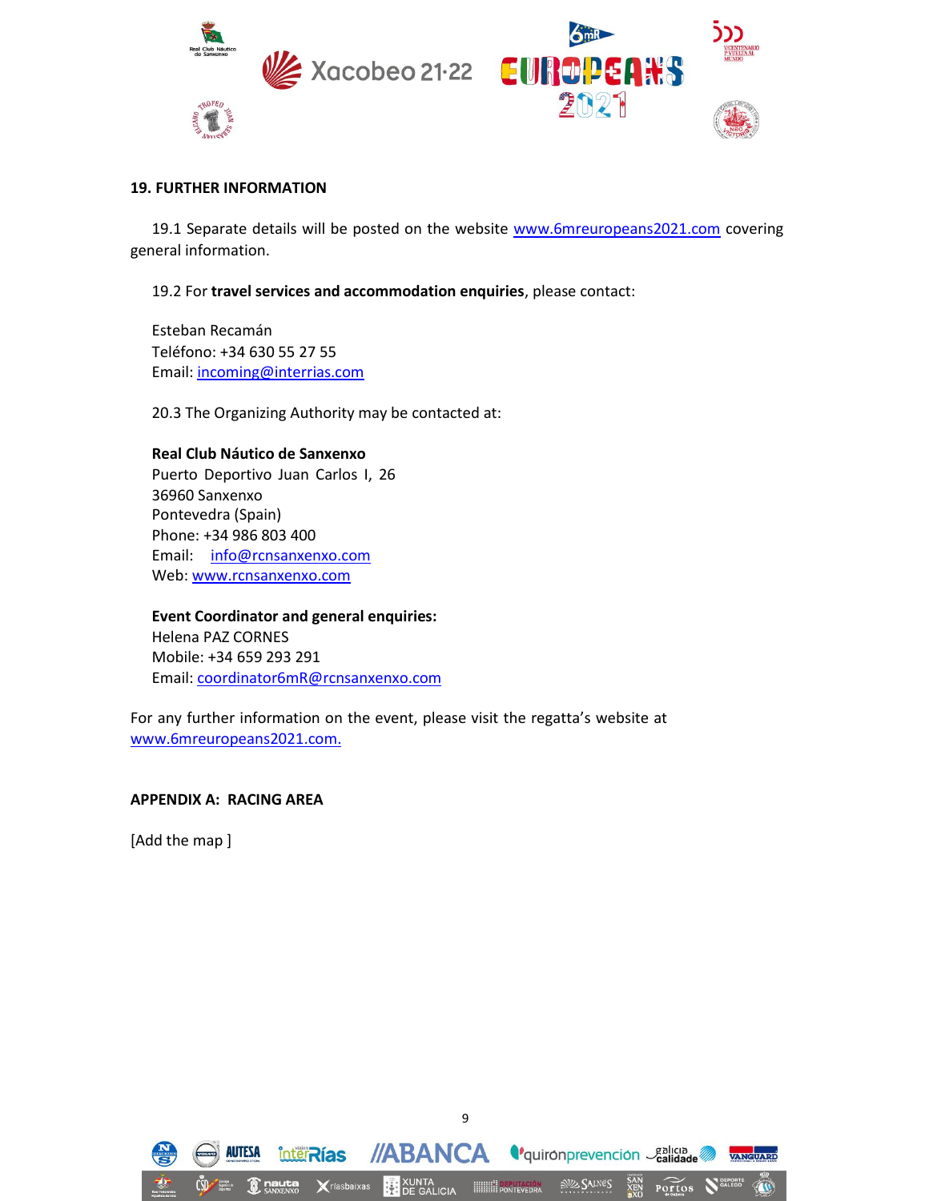### 19. FURTHER INFORMATION

19.1 Separate details will be posted on the website www.6mreuropeans2021.com covering general information.

19.2 For **travel services and accommodation enquiries**, please contact:

Esteban Recamán
Teléfono: +34 630 55 27 55
Email: incoming@interrias.com

20.3 The Organizing Authority may be contacted at:

**Real Club Náutico de Sanxenxo**
Puerto Deportivo Juan Carlos I, 26
36960 Sanxenxo
Pontevedra (Spain)
Phone: +34 986 803 400
Email: info@rcnsanxenxo.com
Web: www.rcnsanxenxo.com

**Event Coordinator and general enquiries:**
Helena PAZ CORNES
Mobile: +34 659 293 291
Email: coordinator6mR@rcnsanxenxo.com

For any further information on the event, please visit the regatta's website at www.6mreuropeans2021.com.

### APPENDIX A: RACING AREA

[Add the map ]